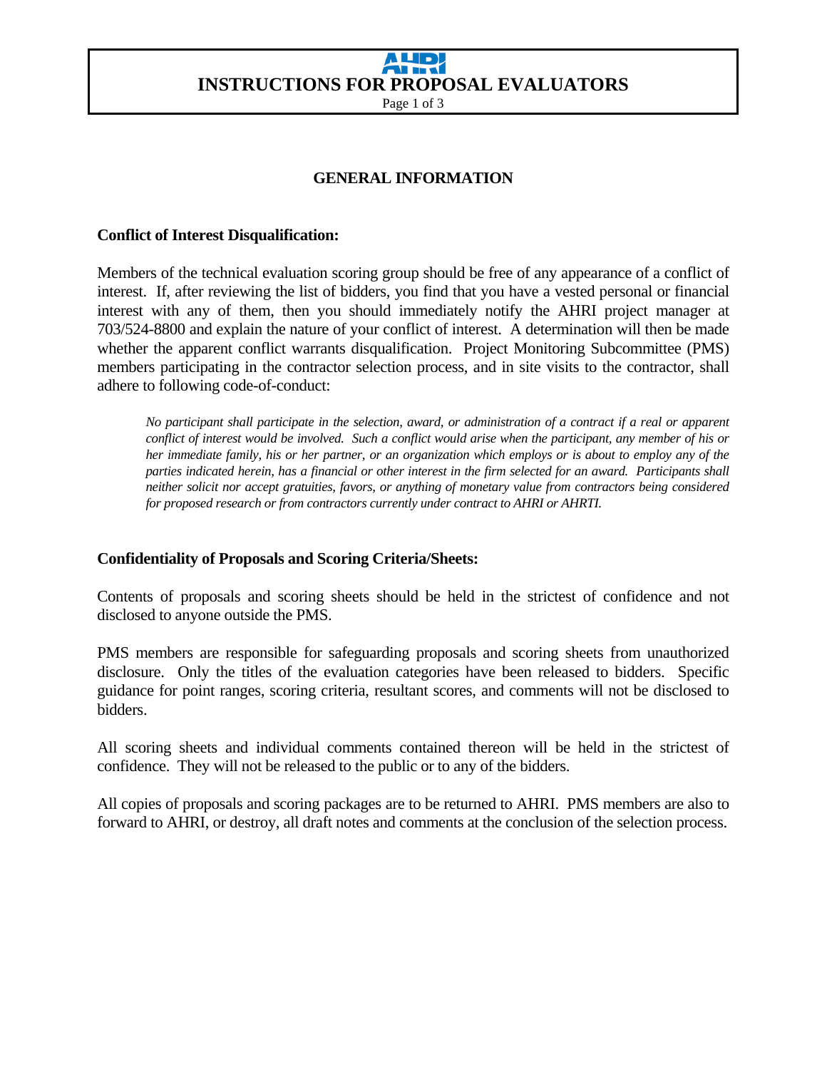# INSTRUCTIONS FOR PROPOSAL EVALUATORS

## GENERAL INFORMATION

### Conflict of Interest Disqualification:

Members of the technical evaluation scoring group should be free of any appearance of a conflict of interest. If, after reviewing the list of bidders, you find that you have a vested personal or financial interest with any of them, then you should immediately notify the AHRI project manager at 703/524-8800 and explain the nature of your conflict of interest. A determination will then be made whether the apparent conflict warrants disqualification. Project Monitoring Subcommittee (PMS) members participating in the contractor selection process, and in site visits to the contractor, shall adhere to following code-of-conduct:

> *No participant shall participate in the selection, award, or administration of a contract if a real or apparent conflict of interest would be involved. Such a conflict would arise when the participant, any member of his or her immediate family, his or her partner, or an organization which employs or is about to employ any of the parties indicated herein, has a financial or other interest in the firm selected for an award. Participants shall neither solicit nor accept gratuities, favors, or anything of monetary value from contractors being considered for proposed research or from contractors currently under contract to AHRI or AHRTI.*

### Confidentiality of Proposals and Scoring Criteria/Sheets:

Contents of proposals and scoring sheets should be held in the strictest of confidence and not disclosed to anyone outside the PMS.

PMS members are responsible for safeguarding proposals and scoring sheets from unauthorized disclosure. Only the titles of the evaluation categories have been released to bidders. Specific guidance for point ranges, scoring criteria, resultant scores, and comments will not be disclosed to bidders.

All scoring sheets and individual comments contained thereon will be held in the strictest of confidence. They will not be released to the public or to any of the bidders.

All copies of proposals and scoring packages are to be returned to AHRI. PMS members are also to forward to AHRI, or destroy, all draft notes and comments at the conclusion of the selection process.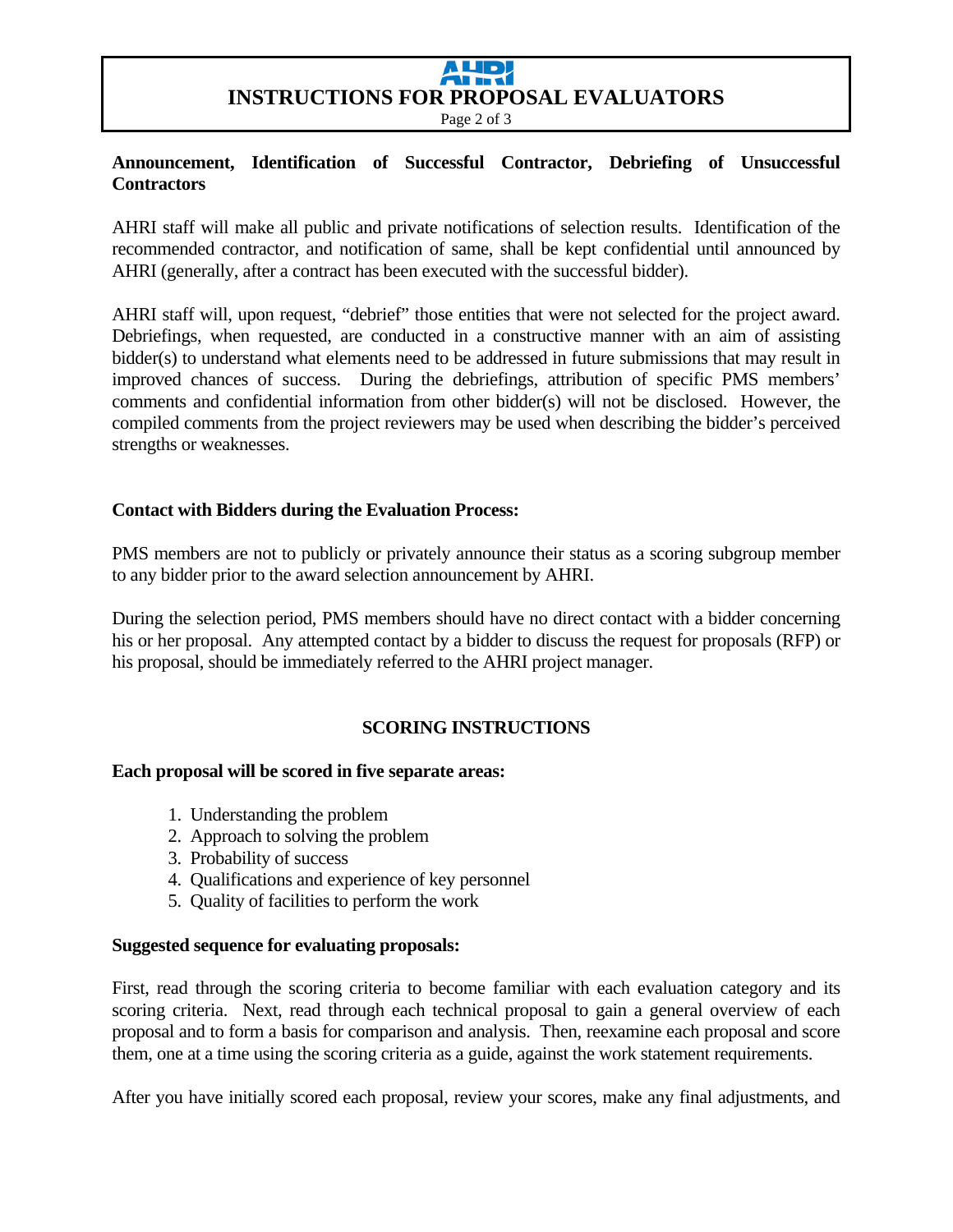**Announcement, Identification of Successful Contractor, Debriefing of Unsuccessful Contractors**

AHRI staff will make all public and private notifications of selection results. Identification of the recommended contractor, and notification of same, shall be kept confidential until announced by AHRI (generally, after a contract has been executed with the successful bidder).

AHRI staff will, upon request, "debrief" those entities that were not selected for the project award. Debriefings, when requested, are conducted in a constructive manner with an aim of assisting bidder(s) to understand what elements need to be addressed in future submissions that may result in improved chances of success. During the debriefings, attribution of specific PMS members' comments and confidential information from other bidder(s) will not be disclosed. However, the compiled comments from the project reviewers may be used when describing the bidder's perceived strengths or weaknesses.

**Contact with Bidders during the Evaluation Process:**

PMS members are not to publicly or privately announce their status as a scoring subgroup member to any bidder prior to the award selection announcement by AHRI.

During the selection period, PMS members should have no direct contact with a bidder concerning his or her proposal. Any attempted contact by a bidder to discuss the request for proposals (RFP) or his proposal, should be immediately referred to the AHRI project manager.

## SCORING INSTRUCTIONS

**Each proposal will be scored in five separate areas:**

1. Understanding the problem
2. Approach to solving the problem
3. Probability of success
4. Qualifications and experience of key personnel
5. Quality of facilities to perform the work

**Suggested sequence for evaluating proposals:**

First, read through the scoring criteria to become familiar with each evaluation category and its scoring criteria. Next, read through each technical proposal to gain a general overview of each proposal and to form a basis for comparison and analysis. Then, reexamine each proposal and score them, one at a time using the scoring criteria as a guide, against the work statement requirements.

After you have initially scored each proposal, review your scores, make any final adjustments, and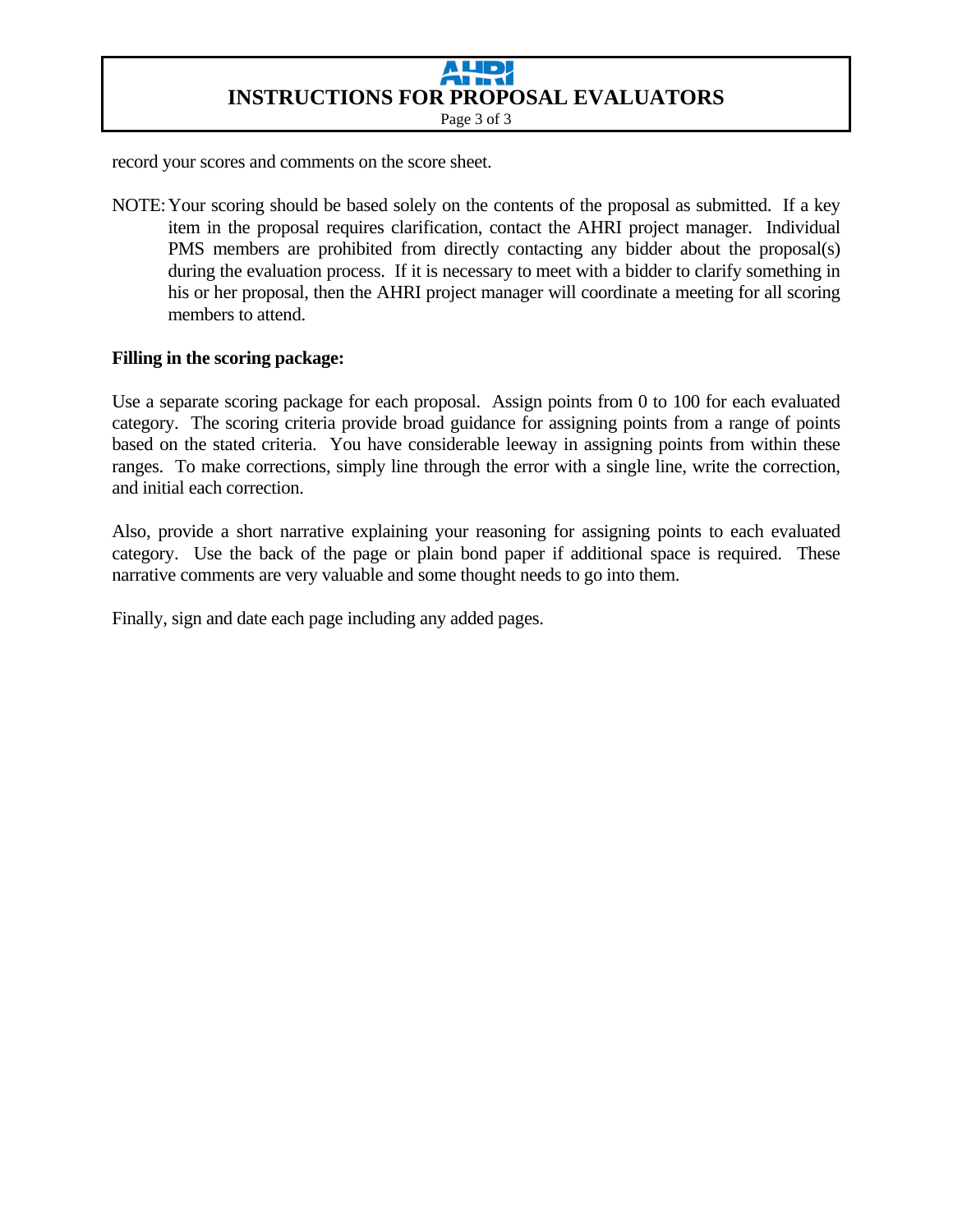record your scores and comments on the score sheet.

NOTE: Your scoring should be based solely on the contents of the proposal as submitted. If a key item in the proposal requires clarification, contact the AHRI project manager. Individual PMS members are prohibited from directly contacting any bidder about the proposal(s) during the evaluation process. If it is necessary to meet with a bidder to clarify something in his or her proposal, then the AHRI project manager will coordinate a meeting for all scoring members to attend.

**Filling in the scoring package:**

Use a separate scoring package for each proposal. Assign points from 0 to 100 for each evaluated category. The scoring criteria provide broad guidance for assigning points from a range of points based on the stated criteria. You have considerable leeway in assigning points from within these ranges. To make corrections, simply line through the error with a single line, write the correction, and initial each correction.

Also, provide a short narrative explaining your reasoning for assigning points to each evaluated category. Use the back of the page or plain bond paper if additional space is required. These narrative comments are very valuable and some thought needs to go into them.

Finally, sign and date each page including any added pages.